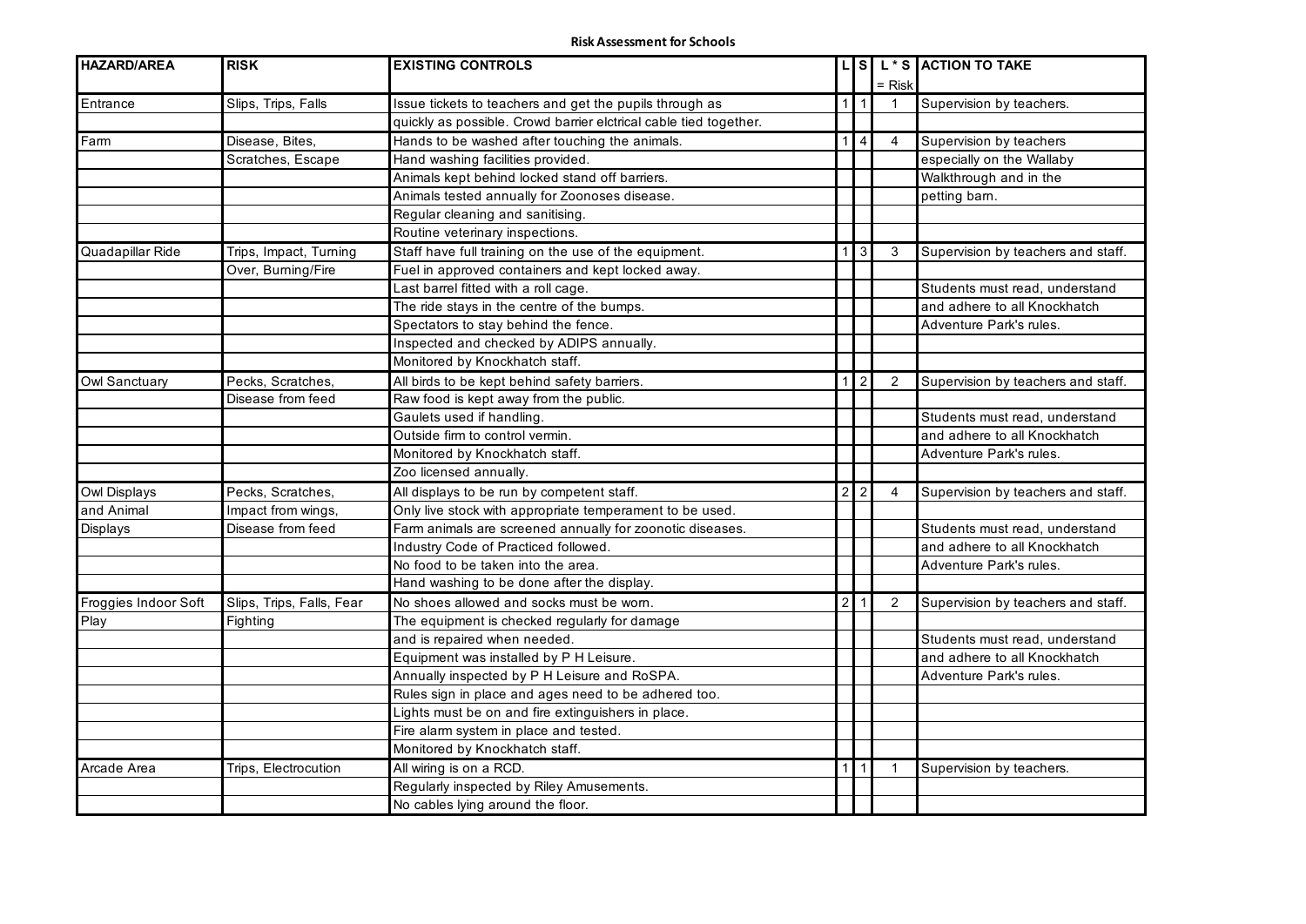**Risk Assessment for Schools**

| HAZARD/AREA | RISK | EXISTING CONTROLS | L | S | L * S = Risk | ACTION TO TAKE |
|---|---|---|---|---|---|---|
| Entrance | Slips, Trips, Falls | Issue tickets to teachers and get the pupils through as | 1 | 1 | 1 | Supervision by teachers. |
| | | quickly as possible. Crowd barrier elctrical cable tied together. | | | | |
| Farm | Disease, Bites, | Hands to be washed after touching the animals. | 1 | 4 | 4 | Supervision by teachers |
| | Scratches, Escape | Hand washing facilities provided. | | | | especially on the Wallaby |
| | | Animals kept behind locked stand off barriers. | | | | Walkthrough and in the |
| | | Animals tested annually for Zoonoses disease. | | | | petting barn. |
| | | Regular cleaning and sanitising. | | | | |
| | | Routine veterinary inspections. | | | | |
| Quadapillar Ride | Trips, Impact, Turning | Staff have full training on the use of the equipment. | 1 | 3 | 3 | Supervision by teachers and staff. |
| | Over, Burning/Fire | Fuel in approved containers and kept locked away. | | | | |
| | | Last barrel fitted with a roll cage. | | | | Students must read, understand |
| | | The ride stays in the centre of the bumps. | | | | and adhere to all Knockhatch |
| | | Spectators to stay behind the fence. | | | | Adventure Park's rules. |
| | | Inspected and checked by ADIPS annually. | | | | |
| | | Monitored by Knockhatch staff. | | | | |
| Owl Sanctuary | Pecks, Scratches, | All birds to be kept behind safety barriers. | 1 | 2 | 2 | Supervision by teachers and staff. |
| | Disease from feed | Raw food is kept away from the public. | | | | |
| | | Gaulets used if handling. | | | | Students must read, understand |
| | | Outside firm to control vermin. | | | | and adhere to all Knockhatch |
| | | Monitored by Knockhatch staff. | | | | Adventure Park's rules. |
| | | Zoo licensed annually. | | | | |
| Owl Displays | Pecks, Scratches, | All displays to be run by competent staff. | 2 | 2 | 4 | Supervision by teachers and staff. |
| and Animal | Impact from wings, | Only live stock with appropriate temperament to be used. | | | | |
| Displays | Disease from feed | Farm animals are screened annually for zoonotic diseases. | | | | Students must read, understand |
| | | Industry Code of Practiced followed. | | | | and adhere to all Knockhatch |
| | | No food to be taken into the area. | | | | Adventure Park's rules. |
| | | Hand washing to be done after the display. | | | | |
| Froggies Indoor Soft | Slips, Trips, Falls, Fear | No shoes allowed and socks must be worn. | 2 | 1 | 2 | Supervision by teachers and staff. |
| Play | Fighting | The equipment is checked regularly for damage | | | | |
| | | and is repaired when needed. | | | | Students must read, understand |
| | | Equipment was installed by P H Leisure. | | | | and adhere to all Knockhatch |
| | | Annually inspected by P H Leisure and RoSPA. | | | | Adventure Park's rules. |
| | | Rules sign in place and ages need to be adhered too. | | | | |
| | | Lights must be on and fire extinguishers in place. | | | | |
| | | Fire alarm system in place and tested. | | | | |
| | | Monitored by Knockhatch staff. | | | | |
| Arcade Area | Trips, Electrocution | All wiring is on a RCD. | 1 | 1 | 1 | Supervision by teachers. |
| | | Regularly inspected by Riley Amusements. | | | | |
| | | No cables lying around the floor. | | | | |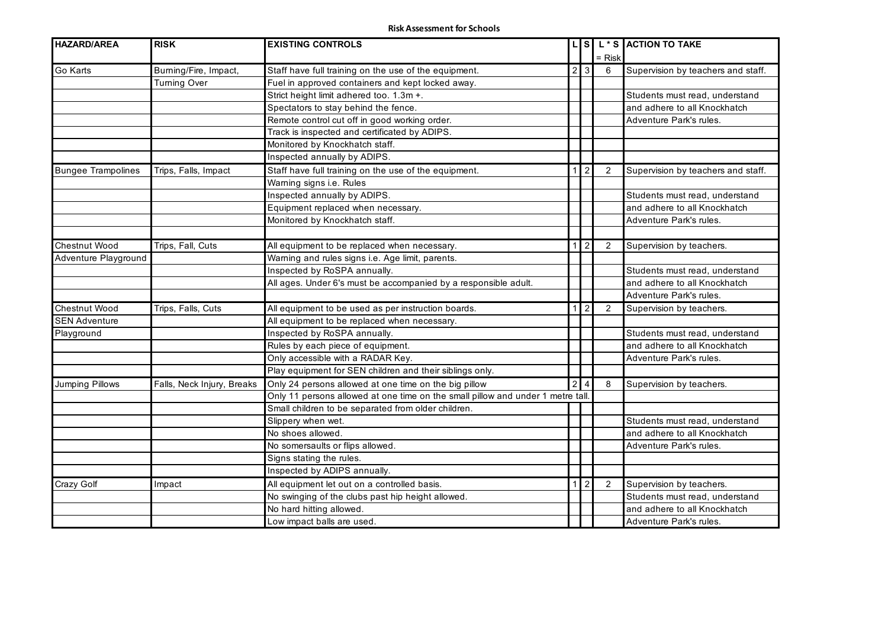**Risk Assessment for Schools**

| HAZARD/AREA | RISK | EXISTING CONTROLS | L | S | L * S = Risk | ACTION TO TAKE |
|---|---|---|---|---|---|---|
| Go Karts | Burning/Fire, Impact, | Staff have full training on the use of the equipment. | 2 | 3 | 6 | Supervision by teachers and staff. |
| | Turning Over | Fuel in approved containers and kept locked away. | | | | |
| | | Strict height limit adhered too. 1.3m +. | | | | Students must read, understand |
| | | Spectators to stay behind the fence. | | | | and adhere to all Knockhatch |
| | | Remote control cut off in good working order. | | | | Adventure Park's rules. |
| | | Track is inspected and certificated by ADIPS. | | | | |
| | | Monitored by Knockhatch staff. | | | | |
| | | Inspected annually by ADIPS. | | | | |
| Bungee Trampolines | Trips, Falls, Impact | Staff have full training on the use of the equipment. | 1 | 2 | 2 | Supervision by teachers and staff. |
| | | Warning signs i.e. Rules | | | | |
| | | Inspected annually by ADIPS. | | | | Students must read, understand |
| | | Equipment replaced when necessary. | | | | and adhere to all Knockhatch |
| | | Monitored by Knockhatch staff. | | | | Adventure Park's rules. |
| | | | | | | |
| Chestnut Wood | Trips, Fall, Cuts | All equipment to be replaced when necessary. | 1 | 2 | 2 | Supervision by teachers. |
| Adventure Playground | | Warning and rules signs i.e. Age limit, parents. | | | | |
| | | Inspected by RoSPA annually. | | | | Students must read, understand |
| | | All ages. Under 6's must be accompanied by a responsible adult. | | | | and adhere to all Knockhatch |
| | | | | | | Adventure Park's rules. |
| Chestnut Wood | Trips, Falls, Cuts | All equipment to be used as per instruction boards. | 1 | 2 | 2 | Supervision by teachers. |
| SEN Adventure | | All equipment to be replaced when necessary. | | | | |
| Playground | | Inspected by RoSPA annually. | | | | Students must read, understand |
| | | Rules by each piece of equipment. | | | | and adhere to all Knockhatch |
| | | Only accessible with a RADAR Key. | | | | Adventure Park's rules. |
| | | Play equipment for SEN children and their siblings only. | | | | |
| Jumping Pillows | Falls, Neck Injury, Breaks | Only 24 persons allowed at one time on the big pillow | 2 | 4 | 8 | Supervision by teachers. |
| | | Only 11 persons allowed at one time on the small pillow and under 1 metre tall. | | | | |
| | | Small children to be separated from older children. | | | | |
| | | Slippery when wet. | | | | Students must read, understand |
| | | No shoes allowed. | | | | and adhere to all Knockhatch |
| | | No somersaults or flips allowed. | | | | Adventure Park's rules. |
| | | Signs stating the rules. | | | | |
| | | Inspected by ADIPS annually. | | | | |
| Crazy Golf | Impact | All equipment let out on a controlled basis. | 1 | 2 | 2 | Supervision by teachers. |
| | | No swinging of the clubs past hip height allowed. | | | | Students must read, understand |
| | | No hard hitting allowed. | | | | and adhere to all Knockhatch |
| | | Low impact balls are used. | | | | Adventure Park's rules. |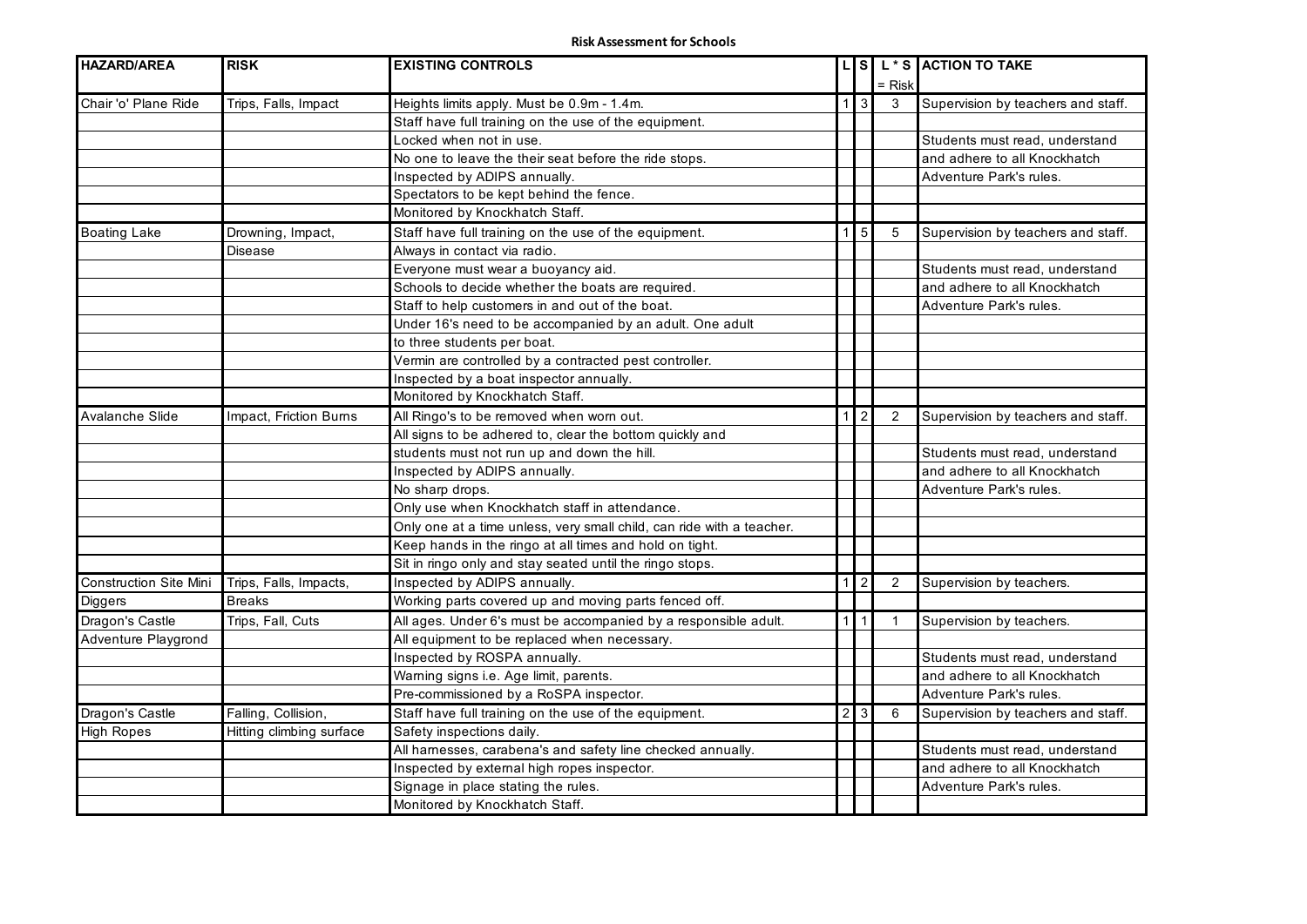**Risk Assessment for Schools**

| HAZARD/AREA | RISK | EXISTING CONTROLS | L | S | L * S = Risk | ACTION TO TAKE |
|---|---|---|---|---|---|---|
| Chair 'o' Plane Ride | Trips, Falls, Impact | Heights limits apply. Must be 0.9m - 1.4m. | 1 | 3 | 3 | Supervision by teachers and staff. |
| | | Staff have full training on the use of the equipment. | | | | |
| | | Locked when not in use. | | | | Students must read, understand |
| | | No one to leave the their seat before the ride stops. | | | | and adhere to all Knockhatch |
| | | Inspected by ADIPS annually. | | | | Adventure Park's rules. |
| | | Spectators to be kept behind the fence. | | | | |
| | | Monitored by Knockhatch Staff. | | | | |
| Boating Lake | Drowning, Impact, | Staff have full training on the use of the equipment. | 1 | 5 | 5 | Supervision by teachers and staff. |
| | Disease | Always in contact via radio. | | | | |
| | | Everyone must wear a buoyancy aid. | | | | Students must read, understand |
| | | Schools to decide whether the boats are required. | | | | and adhere to all Knockhatch |
| | | Staff to help customers in and out of the boat. | | | | Adventure Park's rules. |
| | | Under 16's need to be accompanied by an adult. One adult | | | | |
| | | to three students per boat. | | | | |
| | | Vermin are controlled by a contracted pest controller. | | | | |
| | | Inspected by a boat inspector annually. | | | | |
| | | Monitored by Knockhatch Staff. | | | | |
| Avalanche Slide | Impact, Friction Burns | All Ringo's to be removed when worn out. | 1 | 2 | 2 | Supervision by teachers and staff. |
| | | All signs to be adhered to, clear the bottom quickly and | | | | |
| | | students must not run up and down the hill. | | | | Students must read, understand |
| | | Inspected by ADIPS annually. | | | | and adhere to all Knockhatch |
| | | No sharp drops. | | | | Adventure Park's rules. |
| | | Only use when Knockhatch staff in attendance. | | | | |
| | | Only one at a time unless, very small child, can ride with a teacher. | | | | |
| | | Keep hands in the ringo at all times and hold on tight. | | | | |
| | | Sit in ringo only and stay seated until the ringo stops. | | | | |
| Construction Site Mini | Trips, Falls, Impacts, | Inspected by ADIPS annually. | 1 | 2 | 2 | Supervision by teachers. |
| Diggers | Breaks | Working parts covered up and moving parts fenced off. | | | | |
| Dragon's Castle | Trips, Fall, Cuts | All ages. Under 6's must be accompanied by a responsible adult. | 1 | 1 | 1 | Supervision by teachers. |
| Adventure Playgrond | | All equipment to be replaced when necessary. | | | | |
| | | Inspected by ROSPA annually. | | | | Students must read, understand |
| | | Warning signs i.e. Age limit, parents. | | | | and adhere to all Knockhatch |
| | | Pre-commissioned by a RoSPA inspector. | | | | Adventure Park's rules. |
| Dragon's Castle | Falling, Collision, | Staff have full training on the use of the equipment. | 2 | 3 | 6 | Supervision by teachers and staff. |
| High Ropes | Hitting climbing surface | Safety inspections daily. | | | | |
| | | All harnesses, carabena's and safety line checked annually. | | | | Students must read, understand |
| | | Inspected by external high ropes inspector. | | | | and adhere to all Knockhatch |
| | | Signage in place stating the rules. | | | | Adventure Park's rules. |
| | | Monitored by Knockhatch Staff. | | | | |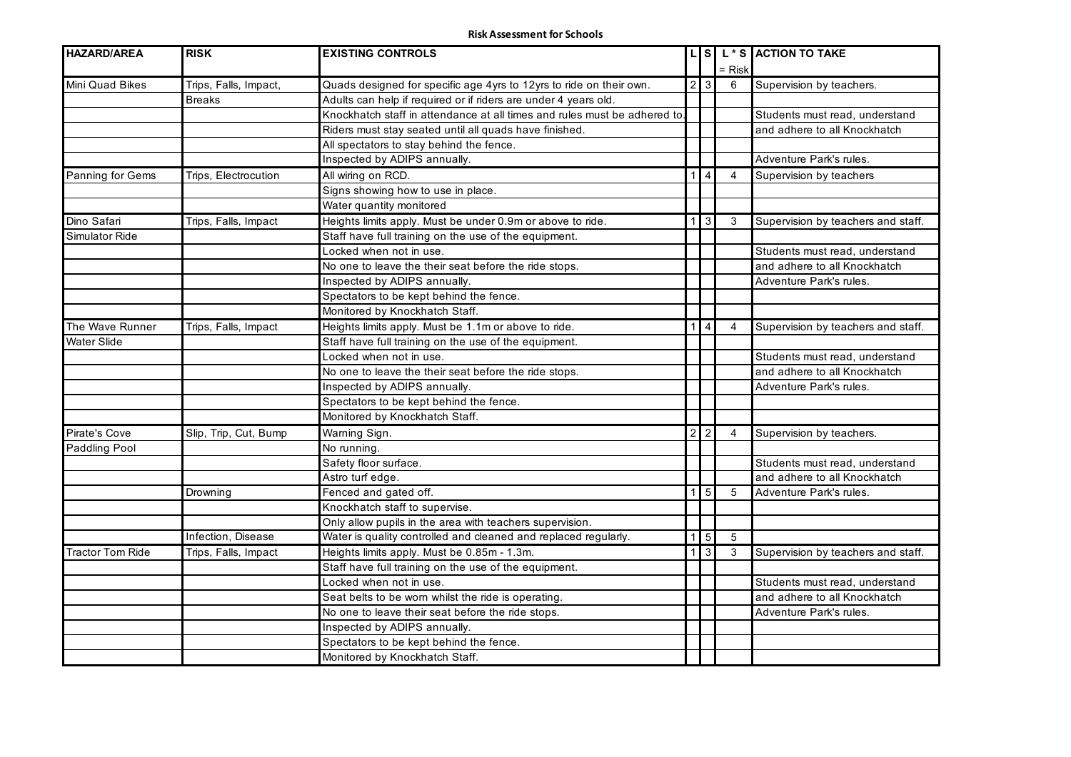**Risk Assessment for Schools**

| HAZARD/AREA | RISK | EXISTING CONTROLS | L | S | L * S = Risk | ACTION TO TAKE |
|---|---|---|---|---|---|---|
| Mini Quad Bikes | Trips, Falls, Impact, | Quads designed for specific age 4yrs to 12yrs to ride on their own. | 2 | 3 | 6 | Supervision by teachers. |
| | Breaks | Adults can help if required or if riders are under 4 years old. | | | | |
| | | Knockhatch staff in attendance at all times and rules must be adhered to. | | | | Students must read, understand |
| | | Riders must stay seated until all quads have finished. | | | | and adhere to all Knockhatch |
| | | All spectators to stay behind the fence. | | | | |
| | | Inspected by ADIPS annually. | | | | Adventure Park's rules. |
| Panning for Gems | Trips, Electrocution | All wiring on RCD. | 1 | 4 | 4 | Supervision by teachers |
| | | Signs showing how to use in place. | | | | |
| | | Water quantity monitored | | | | |
| Dino Safari | Trips, Falls, Impact | Heights limits apply. Must be under 0.9m or above to ride. | 1 | 3 | 3 | Supervision by teachers and staff. |
| Simulator Ride | | Staff have full training on the use of the equipment. | | | | |
| | | Locked when not in use. | | | | Students must read, understand |
| | | No one to leave the their seat before the ride stops. | | | | and adhere to all Knockhatch |
| | | Inspected by ADIPS annually. | | | | Adventure Park's rules. |
| | | Spectators to be kept behind the fence. | | | | |
| | | Monitored by Knockhatch Staff. | | | | |
| The Wave Runner | Trips, Falls, Impact | Heights limits apply. Must be 1.1m or above to ride. | 1 | 4 | 4 | Supervision by teachers and staff. |
| Water Slide | | Staff have full training on the use of the equipment. | | | | |
| | | Locked when not in use. | | | | Students must read, understand |
| | | No one to leave the their seat before the ride stops. | | | | and adhere to all Knockhatch |
| | | Inspected by ADIPS annually. | | | | Adventure Park's rules. |
| | | Spectators to be kept behind the fence. | | | | |
| | | Monitored by Knockhatch Staff. | | | | |
| Pirate's Cove | Slip, Trip, Cut, Bump | Warning Sign. | 2 | 2 | 4 | Supervision by teachers. |
| Paddling Pool | | No running. | | | | |
| | | Safety floor surface. | | | | Students must read, understand |
| | | Astro turf edge. | | | | and adhere to all Knockhatch |
| | Drowning | Fenced and gated off. | 1 | 5 | 5 | Adventure Park's rules. |
| | | Knockhatch staff to supervise. | | | | |
| | | Only allow pupils in the area with teachers supervision. | | | | |
| | Infection, Disease | Water is quality controlled and cleaned and replaced regularly. | 1 | 5 | 5 | |
| Tractor Tom Ride | Trips, Falls, Impact | Heights limits apply. Must be 0.85m - 1.3m. | 1 | 3 | 3 | Supervision by teachers and staff. |
| | | Staff have full training on the use of the equipment. | | | | |
| | | Locked when not in use. | | | | Students must read, understand |
| | | Seat belts to be worn whilst the ride is operating. | | | | and adhere to all Knockhatch |
| | | No one to leave their seat before the ride stops. | | | | Adventure Park's rules. |
| | | Inspected by ADIPS annually. | | | | |
| | | Spectators to be kept behind the fence. | | | | |
| | | Monitored by Knockhatch Staff. | | | | |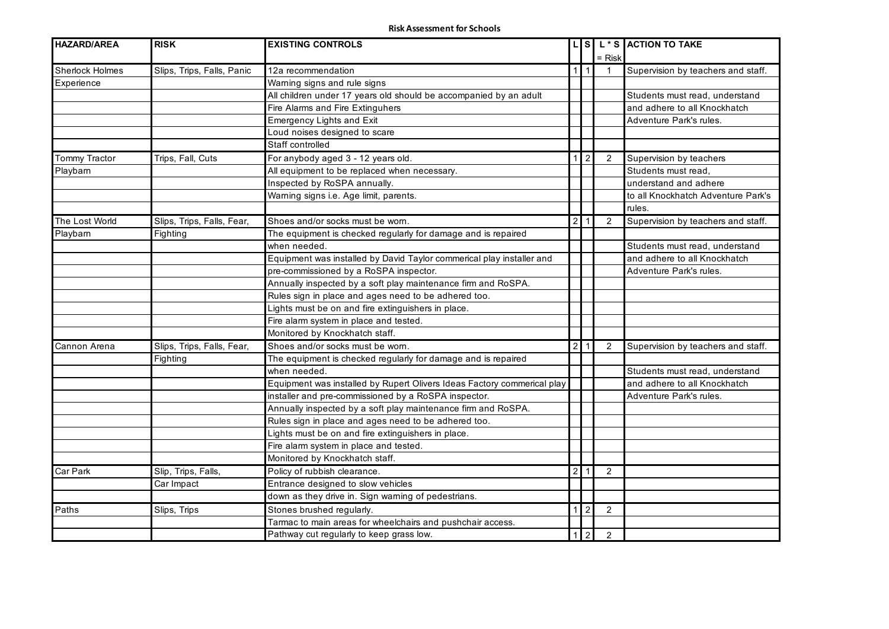**Risk Assessment for Schools**

| HAZARD/AREA | RISK | EXISTING CONTROLS | L | S | L * S = Risk | ACTION TO TAKE |
|---|---|---|---|---|---|---|
| Sherlock Holmes | Slips, Trips, Falls, Panic | 12a recommendation | 1 | 1 | 1 | Supervision by teachers and staff. |
| Experience | | Warning signs and rule signs | | | | |
| | | All children under 17 years old should be accompanied by an adult | | | | Students must read, understand |
| | | Fire Alarms and Fire Extinguhers | | | | and adhere to all Knockhatch |
| | | Emergency Lights and Exit | | | | Adventure Park's rules. |
| | | Loud noises designed to scare | | | | |
| | | Staff controlled | | | | |
| Tommy Tractor | Trips, Fall, Cuts | For anybody aged 3 - 12 years old. | 1 | 2 | 2 | Supervision by teachers |
| Playbarn | | All equipment to be replaced when necessary. | | | | Students must read, |
| | | Inspected by RoSPA annually. | | | | understand and adhere |
| | | Warning signs i.e. Age limit, parents. | | | | to all Knockhatch Adventure Park's |
| | | | | | | rules. |
| The Lost World | Slips, Trips, Falls, Fear, | Shoes and/or socks must be worn. | 2 | 1 | 2 | Supervision by teachers and staff. |
| Playbarn | Fighting | The equipment is checked regularly for damage and is repaired | | | | |
| | | when needed. | | | | Students must read, understand |
| | | Equipment was installed by David Taylor commerical play installer and | | | | and adhere to all Knockhatch |
| | | pre-commissioned by a RoSPA inspector. | | | | Adventure Park's rules. |
| | | Annually inspected by a soft play maintenance firm and RoSPA. | | | | |
| | | Rules sign in place and ages need to be adhered too. | | | | |
| | | Lights must be on and fire extinguishers in place. | | | | |
| | | Fire alarm system in place and tested. | | | | |
| | | Monitored by Knockhatch staff. | | | | |
| Cannon Arena | Slips, Trips, Falls, Fear, | Shoes and/or socks must be worn. | 2 | 1 | 2 | Supervision by teachers and staff. |
| | Fighting | The equipment is checked regularly for damage and is repaired | | | | |
| | | when needed. | | | | Students must read, understand |
| | | Equipment was installed by Rupert Olivers Ideas Factory commerical play | | | | and adhere to all Knockhatch |
| | | installer and pre-commissioned by a RoSPA inspector. | | | | Adventure Park's rules. |
| | | Annually inspected by a soft play maintenance firm and RoSPA. | | | | |
| | | Rules sign in place and ages need to be adhered too. | | | | |
| | | Lights must be on and fire extinguishers in place. | | | | |
| | | Fire alarm system in place and tested. | | | | |
| | | Monitored by Knockhatch staff. | | | | |
| Car Park | Slip, Trips, Falls, | Policy of rubbish clearance. | 2 | 1 | 2 | |
| | Car Impact | Entrance designed to slow vehicles | | | | |
| | | down as they drive in. Sign warning of pedestrians. | | | | |
| Paths | Slips, Trips | Stones brushed regularly. | 1 | 2 | 2 | |
| | | Tarmac to main areas for wheelchairs and pushchair access. | | | | |
| | | Pathway cut regularly to keep grass low. | 1 | 2 | 2 | |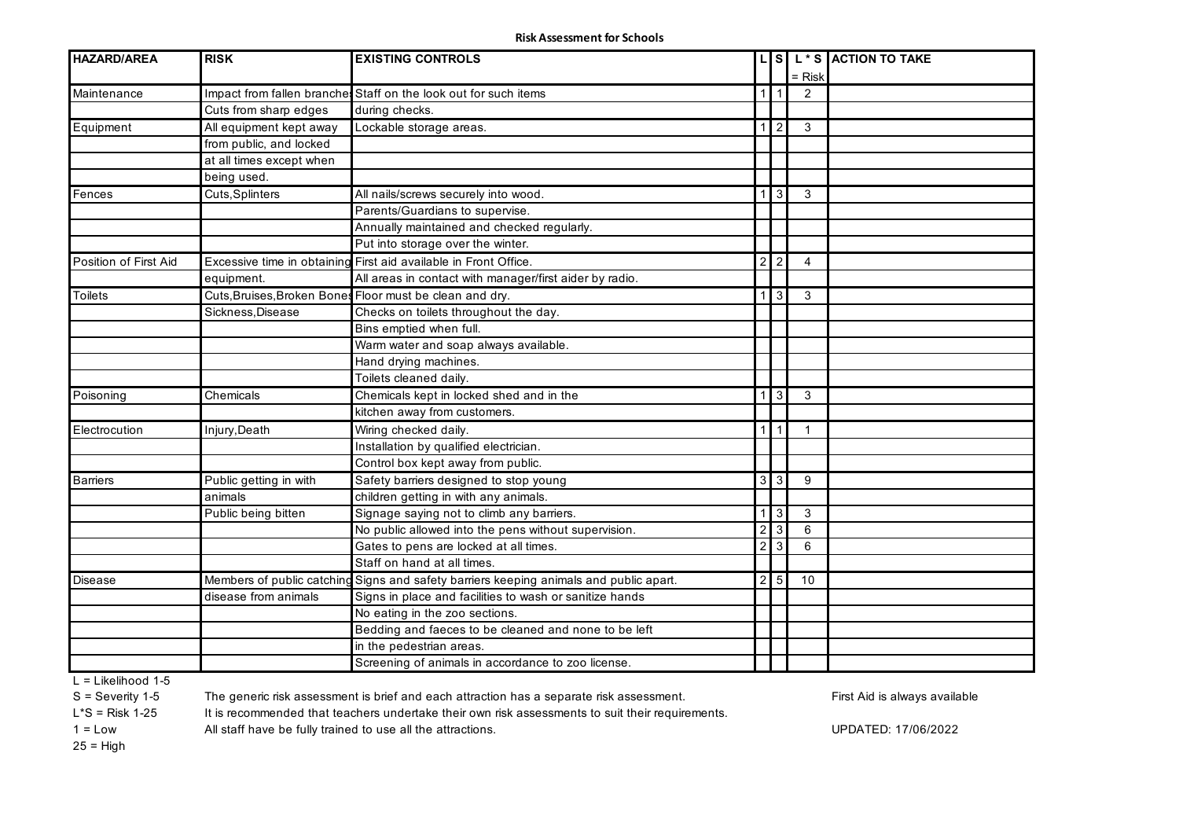**Risk Assessment for Schools**

| HAZARD/AREA | RISK | EXISTING CONTROLS | L | S | L * S = Risk | ACTION TO TAKE |
|---|---|---|---|---|---|---|
| Maintenance | Impact from fallen branches | Staff on the look out for such items | 1 | 1 | 2 | |
| | Cuts from sharp edges | during checks. | | | | |
| Equipment | All equipment kept away | Lockable storage areas. | 1 | 2 | 3 | |
| | from public, and locked | | | | | |
| | at all times except when | | | | | |
| | being used. | | | | | |
| Fences | Cuts,Splinters | All nails/screws securely into wood. | 1 | 3 | 3 | |
| | | Parents/Guardians to supervise. | | | | |
| | | Annually maintained and checked regularly. | | | | |
| | | Put into storage over the winter. | | | | |
| Position of First Aid | Excessive time in obtaining | First aid available in Front Office. | 2 | 2 | 4 | |
| | equipment. | All areas in contact with manager/first aider by radio. | | | | |
| Toilets | Cuts,Bruises,Broken Bones | Floor must be clean and dry. | 1 | 3 | 3 | |
| | Sickness,Disease | Checks on toilets throughout the day. | | | | |
| | | Bins emptied when full. | | | | |
| | | Warm water and soap always available. | | | | |
| | | Hand drying machines. | | | | |
| | | Toilets cleaned daily. | | | | |
| Poisoning | Chemicals | Chemicals kept in locked shed and in the | 1 | 3 | 3 | |
| | | kitchen away from customers. | | | | |
| Electrocution | Injury,Death | Wiring checked daily. | 1 | 1 | 1 | |
| | | Installation by qualified electrician. | | | | |
| | | Control box kept away from public. | | | | |
| Barriers | Public getting in with | Safety barriers designed to stop young | 3 | 3 | 9 | |
| | animals | children getting in with any animals. | | | | |
| | Public being bitten | Signage saying not to climb any barriers. | 1 | 3 | 3 | |
| | | No public allowed into the pens without supervision. | 2 | 3 | 6 | |
| | | Gates to pens are locked at all times. | 2 | 3 | 6 | |
| | | Staff on hand at all times. | | | | |
| Disease | Members of public catching | Signs and safety barriers keeping animals and public apart. | 2 | 5 | 10 | |
| | disease from animals | Signs in place and facilities to wash or sanitize hands | | | | |
| | | No eating in the zoo sections. | | | | |
| | | Bedding and faeces to be cleaned and none to be left | | | | |
| | | in the pedestrian areas. | | | | |
| | | Screening of animals in accordance to zoo license. | | | | |

L = Likelihood 1-5
S = Severity 1-5
L*S = Risk 1-25
1 = Low
25 = High

The generic risk assessment is brief and each attraction has a separate risk assessment.
It is recommended that teachers undertake their own risk assessments to suit their requirements.
All staff have be fully trained to use all the attractions.

First Aid is always available

UPDATED: 17/06/2022